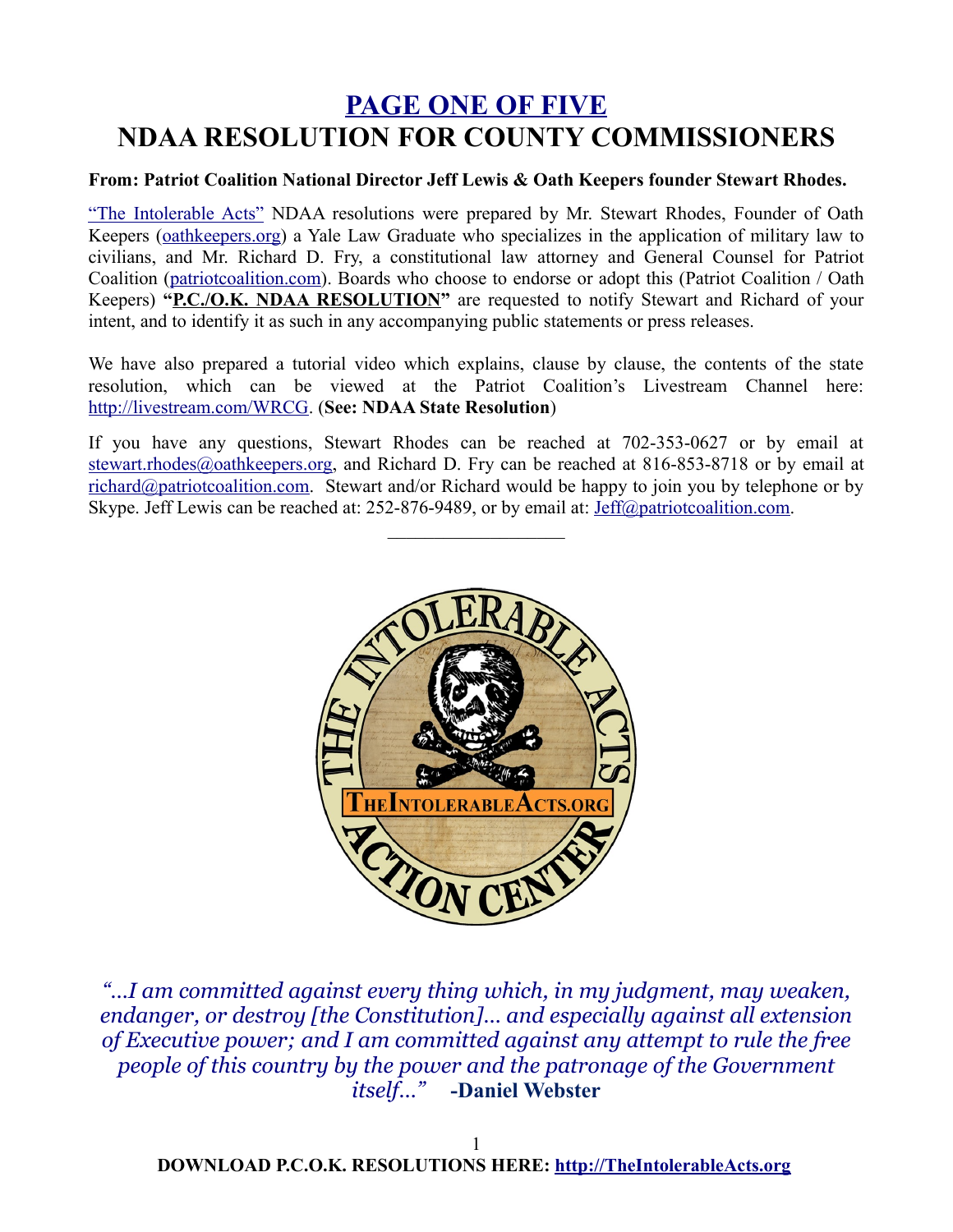# PAGE ONE OF FIVE

# NDAA RESOLUTION FOR COUNTY COMMISSIONERS

**From: Patriot Coalition National Director Jeff Lewis & Oath Keepers founder Stewart Rhodes.**

"The Intolerable Acts" NDAA resolutions were prepared by Mr. Stewart Rhodes, Founder of Oath Keepers (oathkeepers.org) a Yale Law Graduate who specializes in the application of military law to civilians, and Mr. Richard D. Fry, a constitutional law attorney and General Counsel for Patriot Coalition (patriotcoalition.com). Boards who choose to endorse or adopt this (Patriot Coalition / Oath Keepers) **"P.C./O.K. NDAA RESOLUTION"** are requested to notify Stewart and Richard of your intent, and to identify it as such in any accompanying public statements or press releases.

We have also prepared a tutorial video which explains, clause by clause, the contents of the state resolution, which can be viewed at the Patriot Coalition's Livestream Channel here: http://livestream.com/WRCG. (**See: NDAA State Resolution**)

If you have any questions, Stewart Rhodes can be reached at 702-353-0627 or by email at stewart.rhodes@oathkeepers.org, and Richard D. Fry can be reached at 816-853-8718 or by email at richard@patriotcoalition.com. Stewart and/or Richard would be happy to join you by telephone or by Skype. Jeff Lewis can be reached at: 252-876-9489, or by email at: Jeff@patriotcoalition.com.

---

THE INTOLERABLE ACTS ACTION CENTER — TheIntolerableActs.org

*"...I am committed against every thing which, in my judgment, may weaken, endanger, or destroy [the Constitution]... and especially against all extension of Executive power; and I am committed against any attempt to rule the free people of this country by the power and the patronage of the Government itself..."* **-Daniel Webster**

**DOWNLOAD P.C.O.K. RESOLUTIONS HERE: http://TheIntolerableActs.org**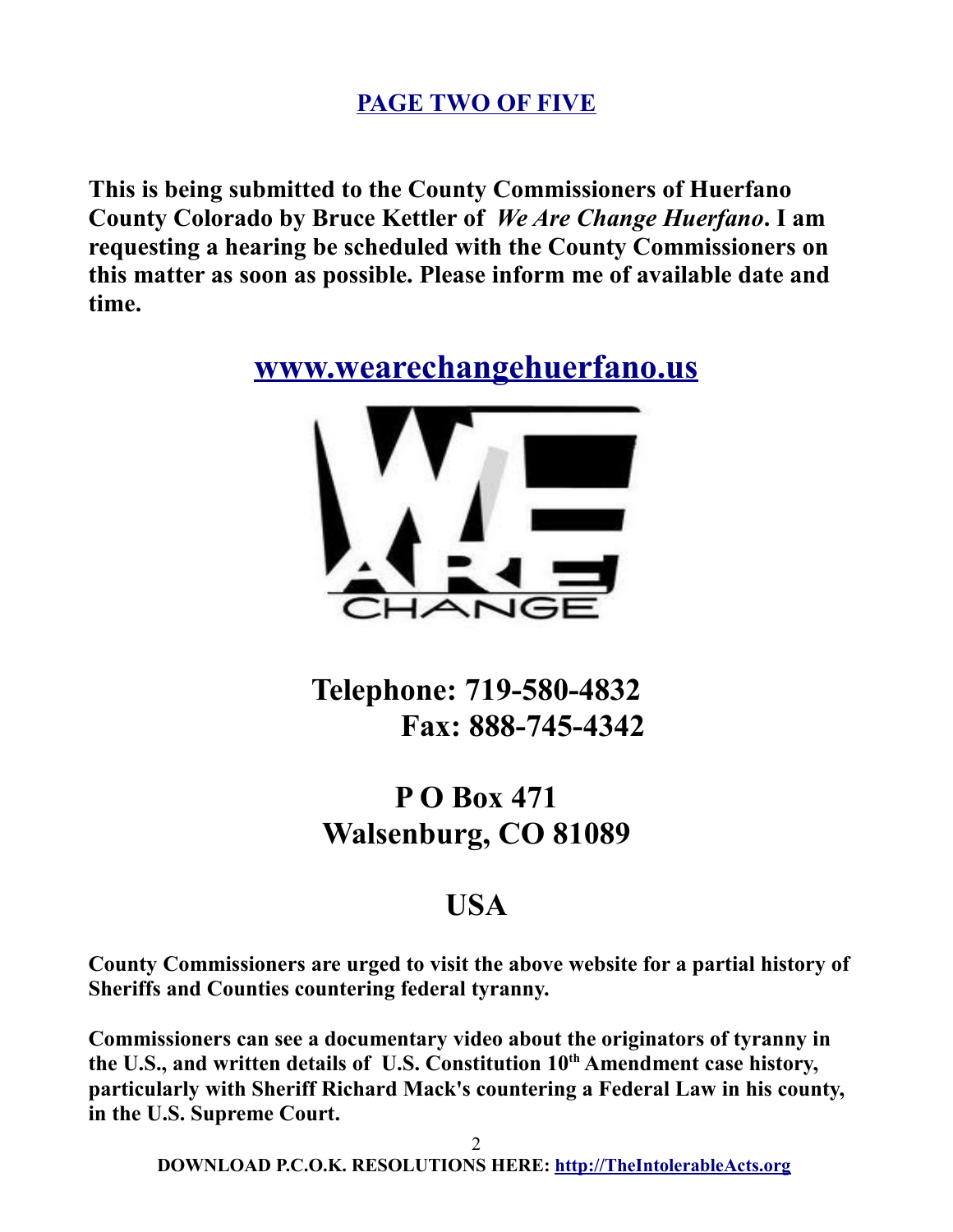**PAGE TWO OF FIVE**

**This is being submitted to the County Commissioners of Huerfano County Colorado by Bruce Kettler of *We Are Change Huerfano*. I am requesting a hearing be scheduled with the County Commissioners on this matter as soon as possible. Please inform me of available date and time.**

## www.wearechangehuerfano.us

WE ARE CHANGE

## Telephone: 719-580-4832
## Fax: 888-745-4342

## P O Box 471
## Walsenburg, CO 81089

## USA

**County Commissioners are urged to visit the above website for a partial history of Sheriffs and Counties countering federal tyranny.**

**Commissioners can see a documentary video about the originators of tyranny in the U.S., and written details of U.S. Constitution 10th Amendment case history, particularly with Sheriff Richard Mack's countering a Federal Law in his county, in the U.S. Supreme Court.**

**DOWNLOAD P.C.O.K. RESOLUTIONS HERE: http://TheIntolerableActs.org**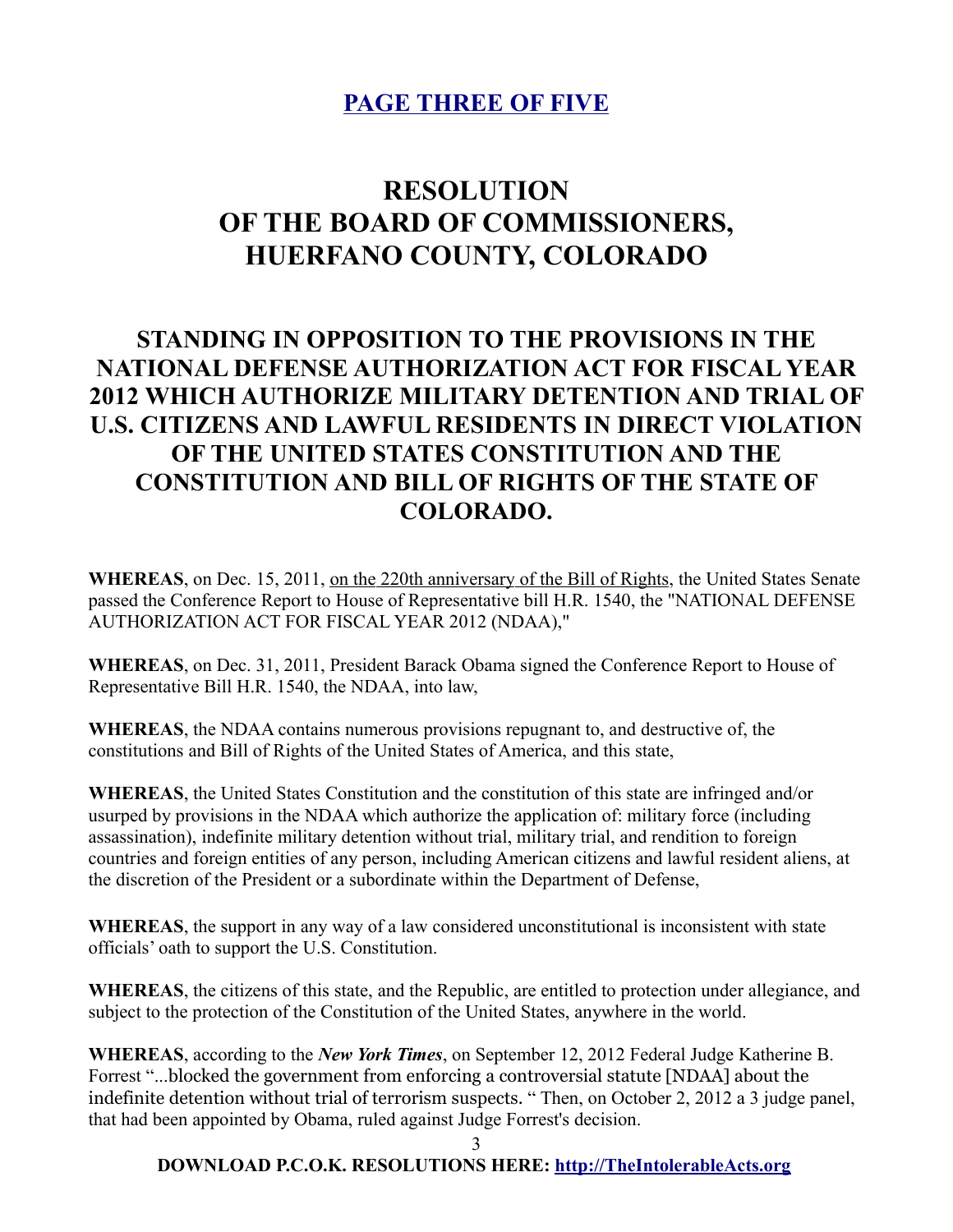# RESOLUTION OF THE BOARD OF COMMISSIONERS, HUERFANO COUNTY, COLORADO

## STANDING IN OPPOSITION TO THE PROVISIONS IN THE NATIONAL DEFENSE AUTHORIZATION ACT FOR FISCAL YEAR 2012 WHICH AUTHORIZE MILITARY DETENTION AND TRIAL OF U.S. CITIZENS AND LAWFUL RESIDENTS IN DIRECT VIOLATION OF THE UNITED STATES CONSTITUTION AND THE CONSTITUTION AND BILL OF RIGHTS OF THE STATE OF COLORADO.

**WHEREAS**, on Dec. 15, 2011, on the 220th anniversary of the Bill of Rights, the United States Senate passed the Conference Report to House of Representative bill H.R. 1540, the "NATIONAL DEFENSE AUTHORIZATION ACT FOR FISCAL YEAR 2012 (NDAA),"

**WHEREAS**, on Dec. 31, 2011, President Barack Obama signed the Conference Report to House of Representative Bill H.R. 1540, the NDAA, into law,

**WHEREAS**, the NDAA contains numerous provisions repugnant to, and destructive of, the constitutions and Bill of Rights of the United States of America, and this state,

**WHEREAS**, the United States Constitution and the constitution of this state are infringed and/or usurped by provisions in the NDAA which authorize the application of: military force (including assassination), indefinite military detention without trial, military trial, and rendition to foreign countries and foreign entities of any person, including American citizens and lawful resident aliens, at the discretion of the President or a subordinate within the Department of Defense,

**WHEREAS**, the support in any way of a law considered unconstitutional is inconsistent with state officials' oath to support the U.S. Constitution.

**WHEREAS**, the citizens of this state, and the Republic, are entitled to protection under allegiance, and subject to the protection of the Constitution of the United States, anywhere in the world.

**WHEREAS**, according to the ***New York Times***, on September 12, 2012 Federal Judge Katherine B. Forrest "...blocked the government from enforcing a controversial statute [NDAA] about the indefinite detention without trial of terrorism suspects. " Then, on October 2, 2012 a 3 judge panel, that had been appointed by Obama, ruled against Judge Forrest's decision.

**DOWNLOAD P.C.O.K. RESOLUTIONS HERE: http://TheIntolerableActs.org**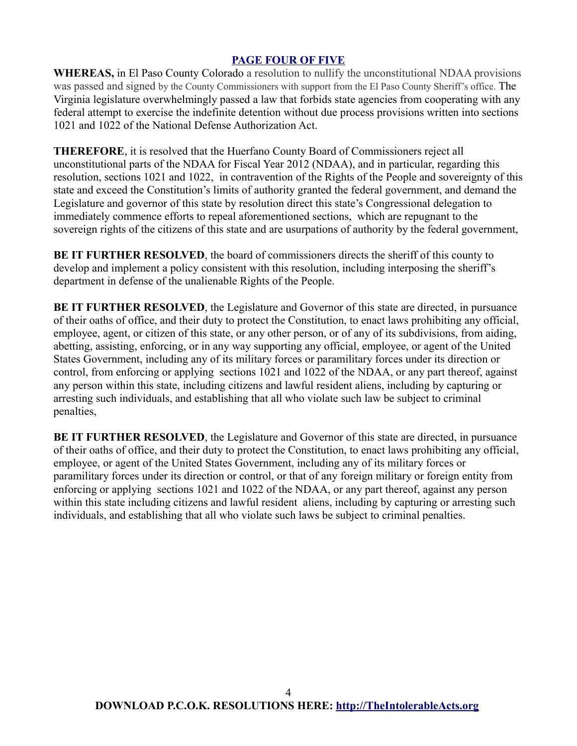**WHEREAS,** in El Paso County Colorado a resolution to nullify the unconstitutional NDAA provisions was passed and signed by the County Commissioners with support from the El Paso County Sheriff's office. The Virginia legislature overwhelmingly passed a law that forbids state agencies from cooperating with any federal attempt to exercise the indefinite detention without due process provisions written into sections 1021 and 1022 of the National Defense Authorization Act.

**THEREFORE**, it is resolved that the Huerfano County Board of Commissioners reject all unconstitutional parts of the NDAA for Fiscal Year 2012 (NDAA), and in particular, regarding this resolution, sections 1021 and 1022, in contravention of the Rights of the People and sovereignty of this state and exceed the Constitution's limits of authority granted the federal government, and demand the Legislature and governor of this state by resolution direct this state's Congressional delegation to immediately commence efforts to repeal aforementioned sections, which are repugnant to the sovereign rights of the citizens of this state and are usurpations of authority by the federal government,

**BE IT FURTHER RESOLVED**, the board of commissioners directs the sheriff of this county to develop and implement a policy consistent with this resolution, including interposing the sheriff's department in defense of the unalienable Rights of the People.

**BE IT FURTHER RESOLVED**, the Legislature and Governor of this state are directed, in pursuance of their oaths of office, and their duty to protect the Constitution, to enact laws prohibiting any official, employee, agent, or citizen of this state, or any other person, or of any of its subdivisions, from aiding, abetting, assisting, enforcing, or in any way supporting any official, employee, or agent of the United States Government, including any of its military forces or paramilitary forces under its direction or control, from enforcing or applying sections 1021 and 1022 of the NDAA, or any part thereof, against any person within this state, including citizens and lawful resident aliens, including by capturing or arresting such individuals, and establishing that all who violate such law be subject to criminal penalties,

**BE IT FURTHER RESOLVED**, the Legislature and Governor of this state are directed, in pursuance of their oaths of office, and their duty to protect the Constitution, to enact laws prohibiting any official, employee, or agent of the United States Government, including any of its military forces or paramilitary forces under its direction or control, or that of any foreign military or foreign entity from enforcing or applying sections 1021 and 1022 of the NDAA, or any part thereof, against any person within this state including citizens and lawful resident aliens, including by capturing or arresting such individuals, and establishing that all who violate such laws be subject to criminal penalties.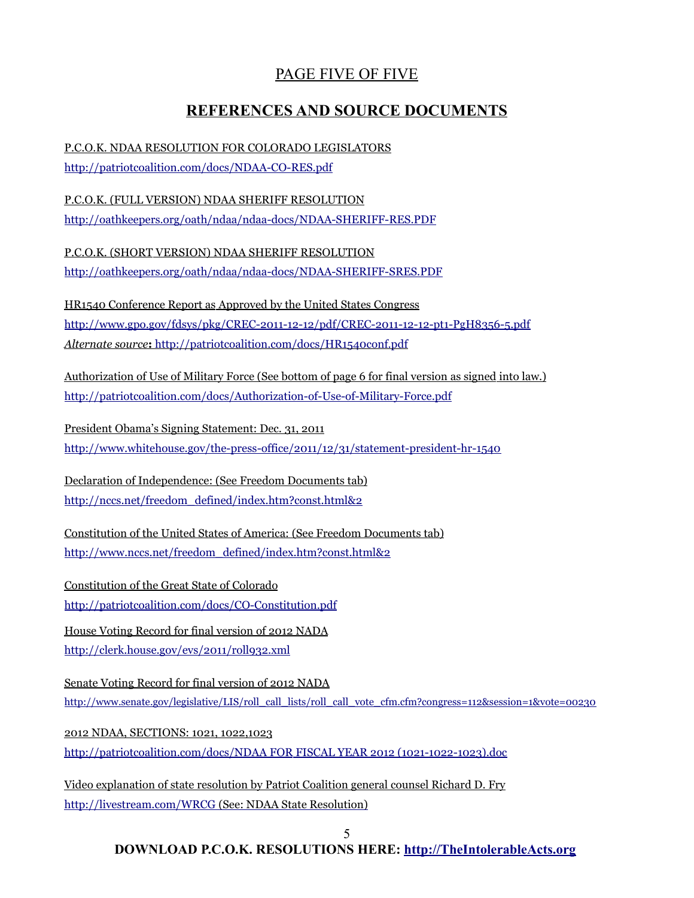## PAGE FIVE OF FIVE

## REFERENCES AND SOURCE DOCUMENTS

P.C.O.K. NDAA RESOLUTION FOR COLORADO LEGISLATORS
http://patriotcoalition.com/docs/NDAA-CO-RES.pdf

P.C.O.K. (FULL VERSION) NDAA SHERIFF RESOLUTION
http://oathkeepers.org/oath/ndaa/ndaa-docs/NDAA-SHERIFF-RES.PDF

P.C.O.K. (SHORT VERSION) NDAA SHERIFF RESOLUTION
http://oathkeepers.org/oath/ndaa/ndaa-docs/NDAA-SHERIFF-SRES.PDF

HR1540 Conference Report as Approved by the United States Congress
http://www.gpo.gov/fdsys/pkg/CREC-2011-12-12/pdf/CREC-2011-12-12-pt1-PgH8356-5.pdf
*Alternate source*: http://patriotcoalition.com/docs/HR1540conf.pdf

Authorization of Use of Military Force (See bottom of page 6 for final version as signed into law.)
http://patriotcoalition.com/docs/Authorization-of-Use-of-Military-Force.pdf

President Obama's Signing Statement: Dec. 31, 2011
http://www.whitehouse.gov/the-press-office/2011/12/31/statement-president-hr-1540

Declaration of Independence: (See Freedom Documents tab)
http://nccs.net/freedom_defined/index.htm?const.html&2

Constitution of the United States of America: (See Freedom Documents tab)
http://www.nccs.net/freedom_defined/index.htm?const.html&2

Constitution of the Great State of Colorado
http://patriotcoalition.com/docs/CO-Constitution.pdf

House Voting Record for final version of 2012 NADA
http://clerk.house.gov/evs/2011/roll932.xml

Senate Voting Record for final version of 2012 NADA
http://www.senate.gov/legislative/LIS/roll_call_lists/roll_call_vote_cfm.cfm?congress=112&session=1&vote=00230

2012 NDAA, SECTIONS: 1021, 1022,1023
http://patriotcoalition.com/docs/NDAA FOR FISCAL YEAR 2012 (1021-1022-1023).doc

Video explanation of state resolution by Patriot Coalition general counsel Richard D. Fry
http://livestream.com/WRCG (See: NDAA State Resolution)

**DOWNLOAD P.C.O.K. RESOLUTIONS HERE: http://TheIntolerableActs.org**